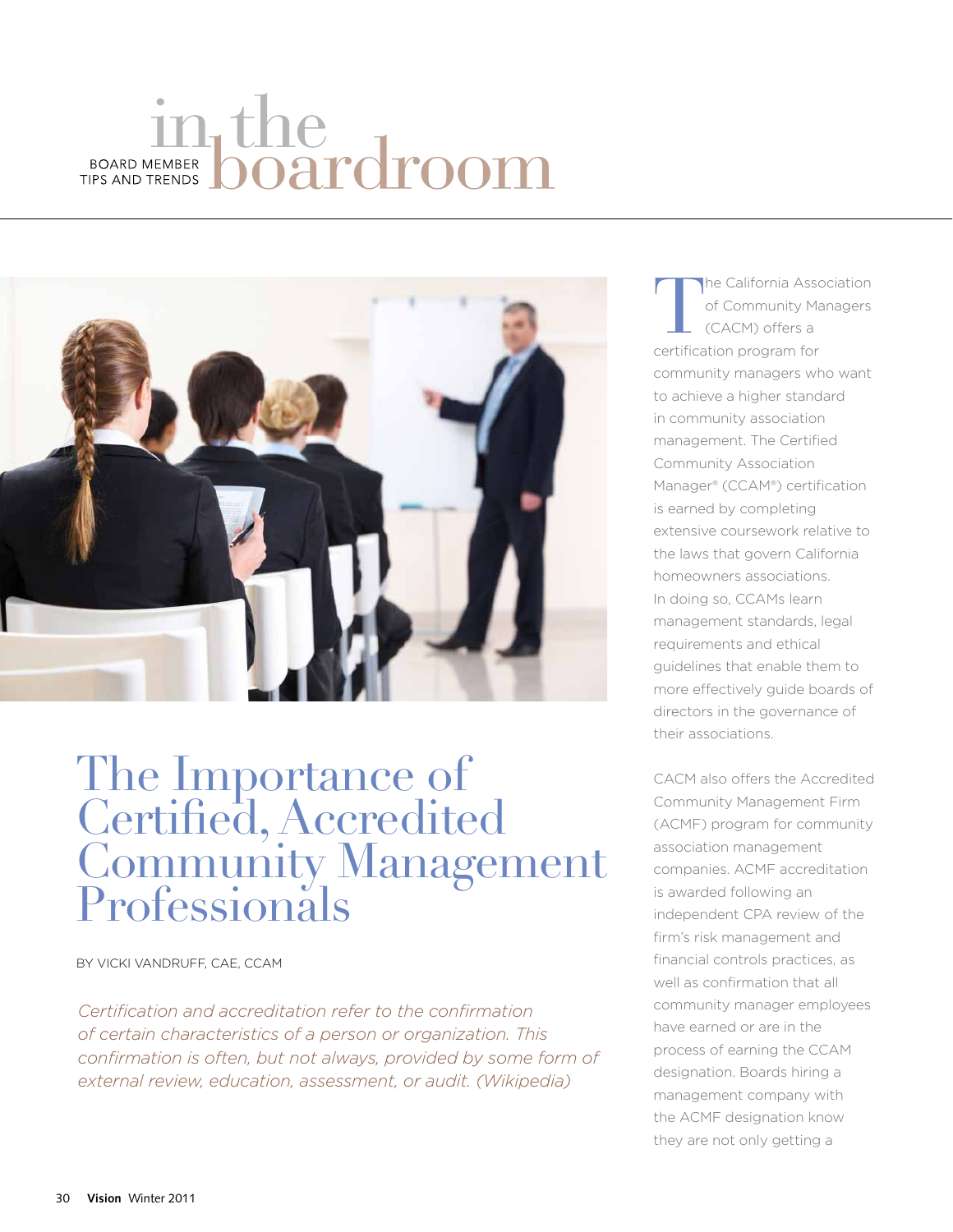BOARD MEMBER TIPS AND TRENDS

# in the boardroom

## The Importance of Certified, Accredited Community Management Professionals

BY VICKI VANDRUFF, CAE, CCAM

*Certification and accreditation refer to the confirmation of certain characteristics of a person or organization. This confirmation is often, but not always, provided by some form of external review, education, assessment, or audit. (Wikipedia)*

The California Association of Community Managers (CACM) offers a certification program for community managers who want to achieve a higher standard in community association management. The Certified Community Association Manager® (CCAM®) certification is earned by completing extensive coursework relative to the laws that govern California homeowners associations. In doing so, CCAMs learn management standards, legal requirements and ethical guidelines that enable them to more effectively guide boards of directors in the governance of their associations.

CACM also offers the Accredited Community Management Firm (ACMF) program for community association management companies. ACMF accreditation is awarded following an independent CPA review of the firm's risk management and financial controls practices, as well as confirmation that all community manager employees have earned or are in the process of earning the CCAM designation. Boards hiring a management company with the ACMF designation know they are not only getting a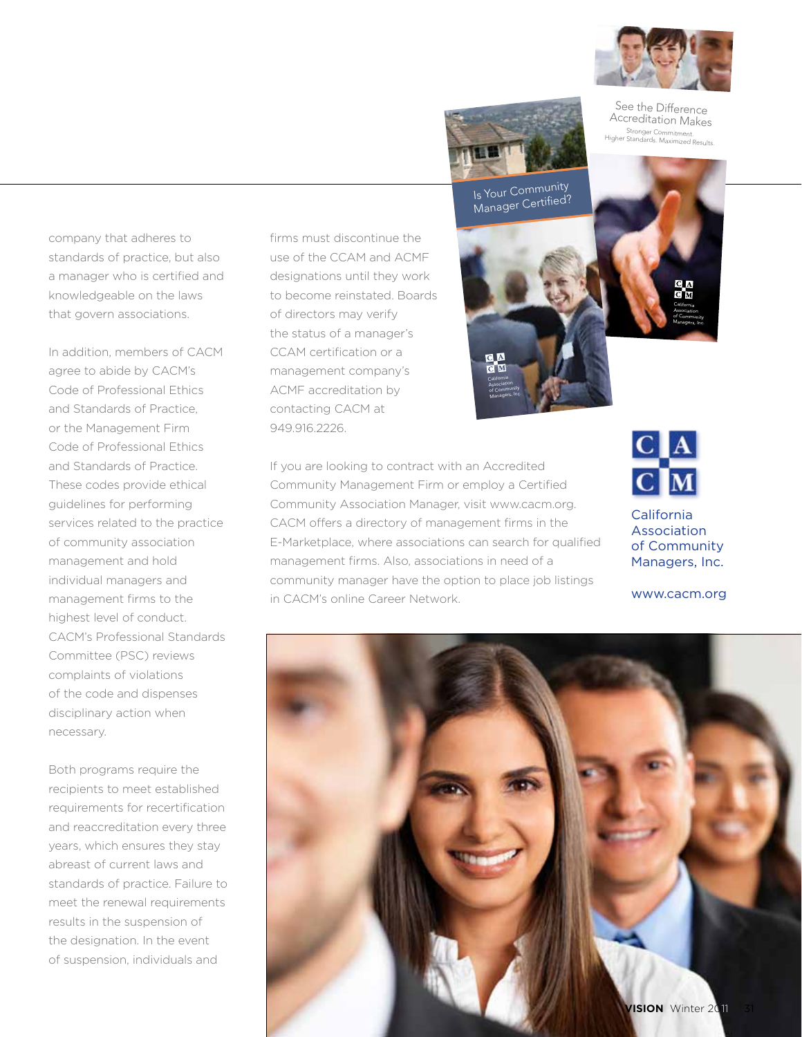company that adheres to standards of practice, but also a manager who is certified and knowledgeable on the laws that govern associations.

In addition, members of CACM agree to abide by CACM's Code of Professional Ethics and Standards of Practice, or the Management Firm Code of Professional Ethics and Standards of Practice. These codes provide ethical guidelines for performing services related to the practice of community association management and hold individual managers and management firms to the highest level of conduct. CACM's Professional Standards Committee (PSC) reviews complaints of violations of the code and dispenses disciplinary action when necessary.

Both programs require the recipients to meet established requirements for recertification and reaccreditation every three years, which ensures they stay abreast of current laws and standards of practice. Failure to meet the renewal requirements results in the suspension of the designation. In the event of suspension, individuals and firms must discontinue the use of the CCAM and ACMF designations until they work to become reinstated. Boards of directors may verify the status of a manager's CCAM certification or a management company's ACMF accreditation by contacting CACM at 949.916.2226.

If you are looking to contract with an Accredited Community Management Firm or employ a Certified Community Association Manager, visit www.cacm.org. CACM offers a directory of management firms in the E-Marketplace, where associations can search for qualified management firms. Also, associations in need of a community manager have the option to place job listings in CACM's online Career Network.

Is Your Community Manager Certified?

See the Difference Accreditation Makes

Stronger Commitment. Higher Standards. Maximized Results.

CACM

California Association of Community Managers, Inc.

www.cacm.org